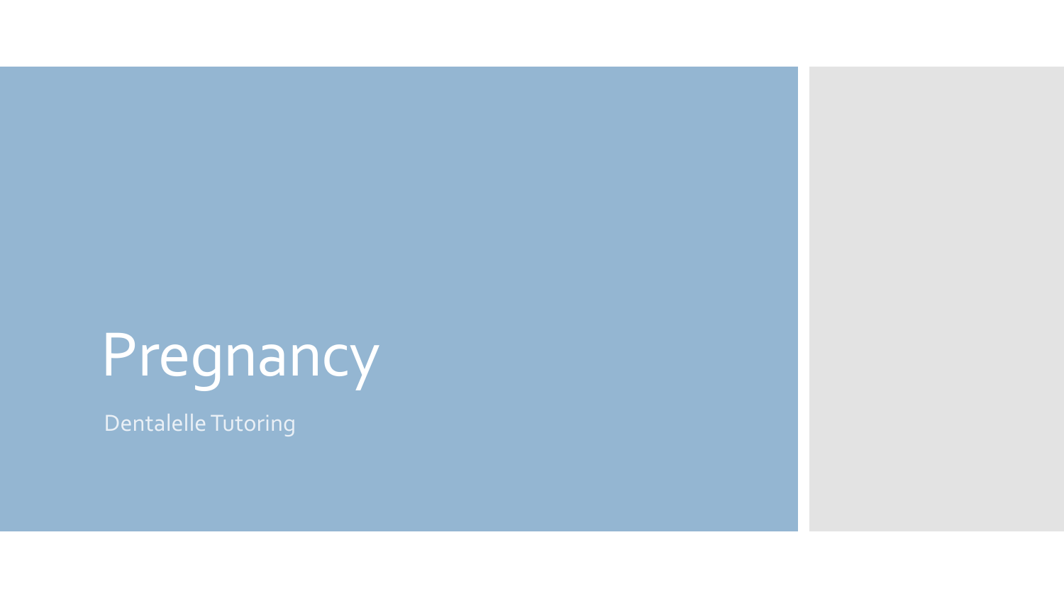# Pregnancy

Dentalelle Tutoring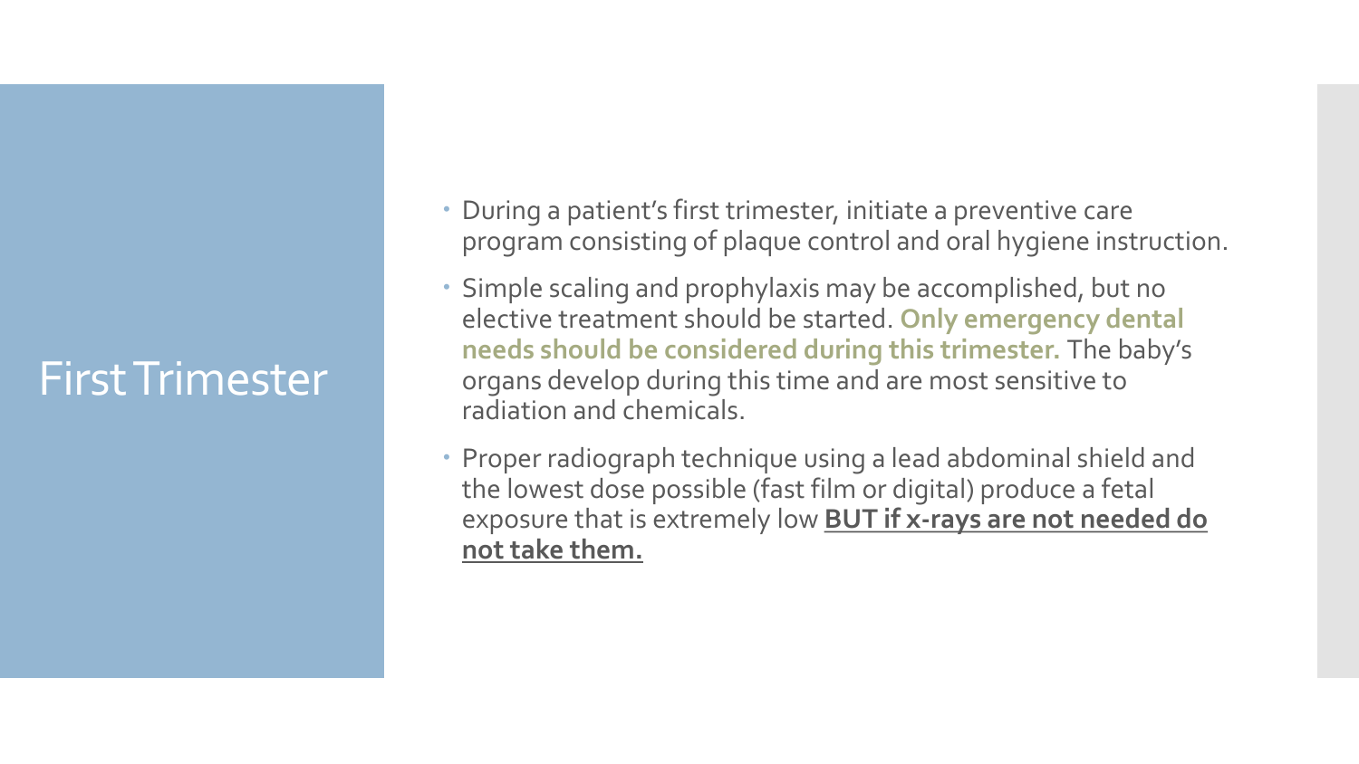# First Trimester

- During a patient's first trimester, initiate a preventive care program consisting of plaque control and oral hygiene instruction.
- Simple scaling and prophylaxis may be accomplished, but no elective treatment should be started. **Only emergency dental needs should be considered during this trimester.** The baby's organs develop during this time and are most sensitive to radiation and chemicals.
- Proper radiograph technique using a lead abdominal shield and the lowest dose possible (fast film or digital) produce a fetal exposure that is extremely low **BUT if x-rays are not needed do not take them.**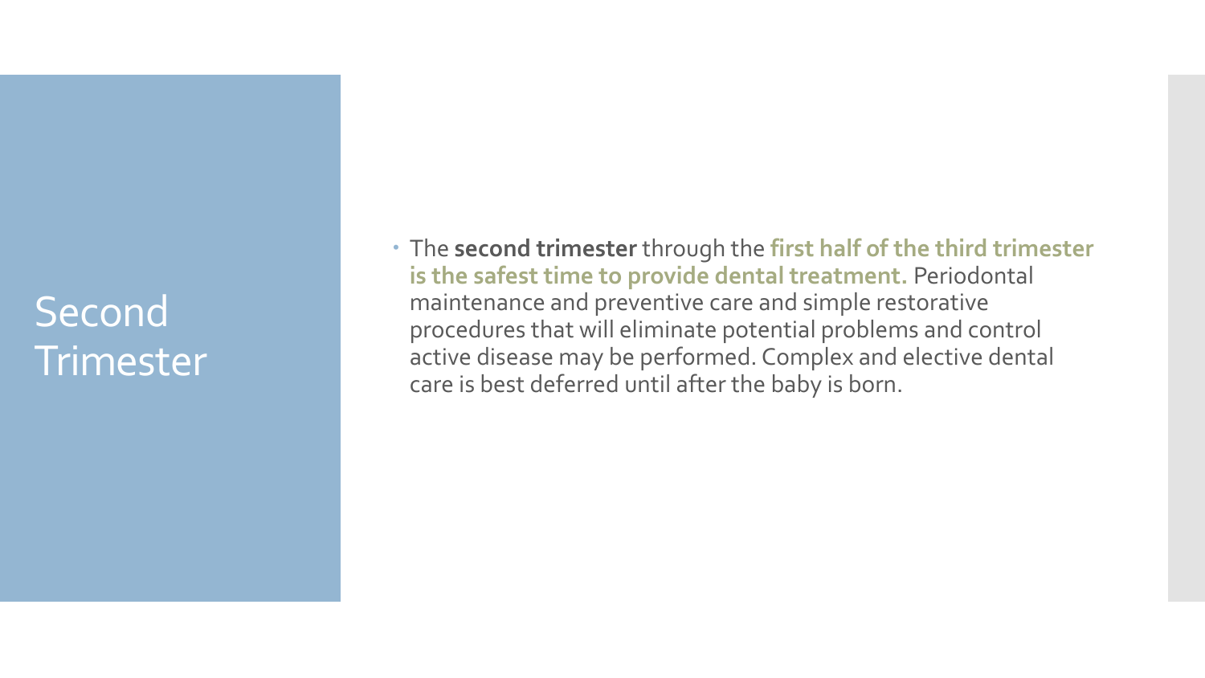# Second Trimester

- The **second trimester** through the **first half of the third trimester is the safest time to provide dental treatment.** Periodontal maintenance and preventive care and simple restorative procedures that will eliminate potential problems and control active disease may be performed. Complex and elective dental care is best deferred until after the baby is born.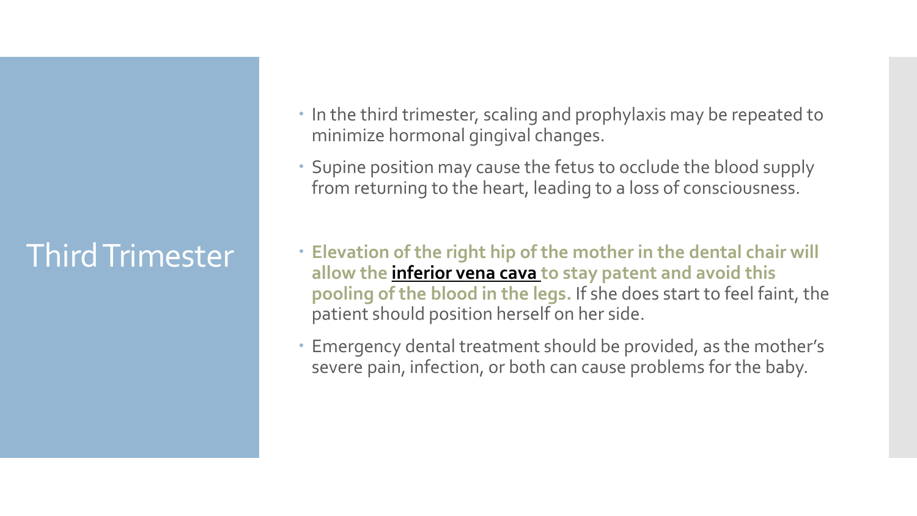# Third Trimester

- In the third trimester, scaling and prophylaxis may be repeated to minimize hormonal gingival changes.
- Supine position may cause the fetus to occlude the blood supply from returning to the heart, leading to a loss of consciousness.
- **Elevation of the right hip of the mother in the dental chair will allow the inferior vena cava to stay patent and avoid this pooling of the blood in the legs.** If she does start to feel faint, the patient should position herself on her side.
- Emergency dental treatment should be provided, as the mother's severe pain, infection, or both can cause problems for the baby.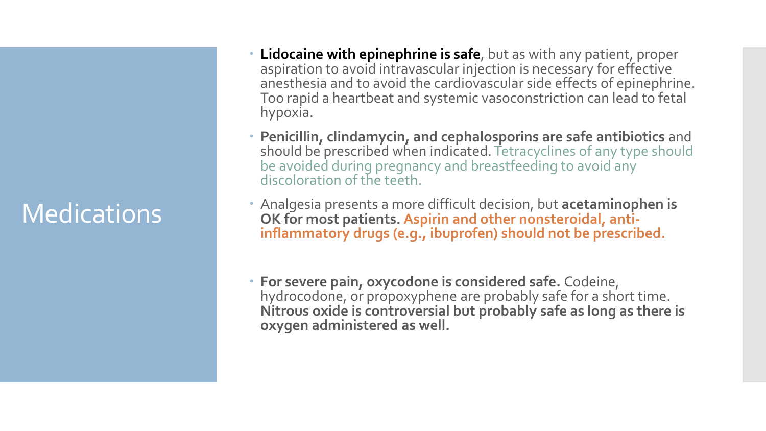# Medications

- **Lidocaine with epinephrine is safe**, but as with any patient, proper aspiration to avoid intravascular injection is necessary for effective anesthesia and to avoid the cardiovascular side effects of epinephrine. Too rapid a heartbeat and systemic vasoconstriction can lead to fetal hypoxia.
- **Penicillin, clindamycin, and cephalosporins are safe antibiotics** and should be prescribed when indicated. Tetracyclines of any type should be avoided during pregnancy and breastfeeding to avoid any discoloration of the teeth.
- Analgesia presents a more difficult decision, but **acetaminophen is OK for most patients. Aspirin and other nonsteroidal, anti-inflammatory drugs (e.g., ibuprofen) should not be prescribed.**
- **For severe pain, oxycodone is considered safe.** Codeine, hydrocodone, or propoxyphene are probably safe for a short time. **Nitrous oxide is controversial but probably safe as long as there is oxygen administered as well.**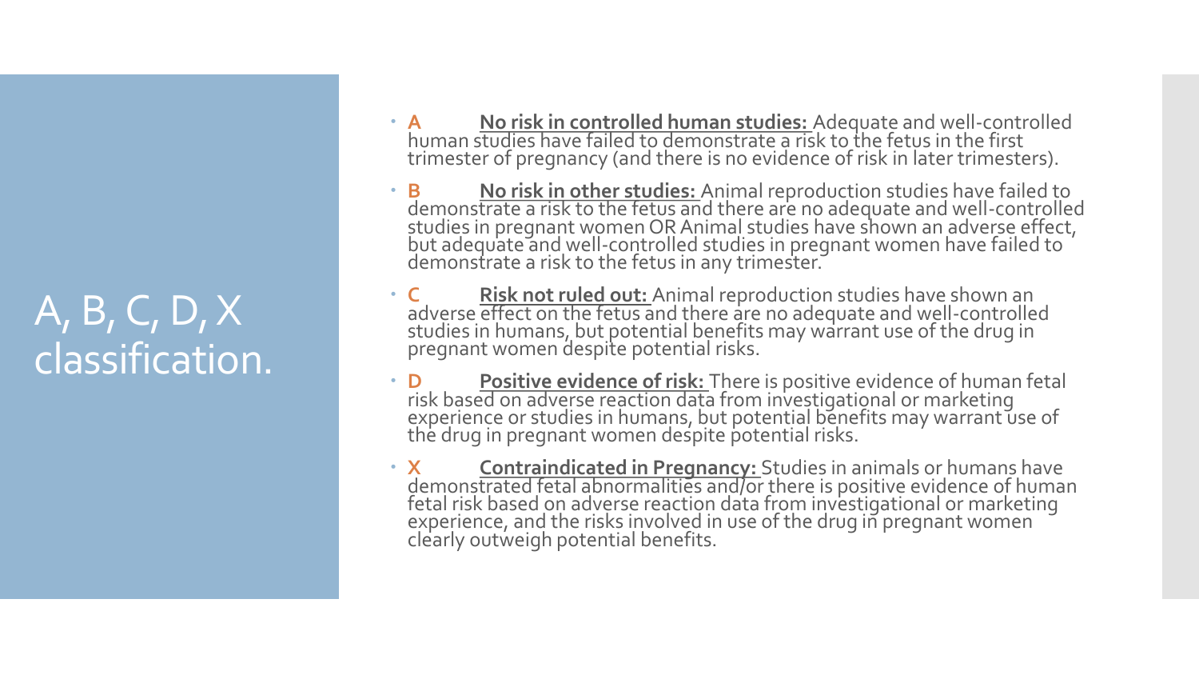# A, B, C, D, X classification.

- **A** <u>**No risk in controlled human studies:**</u> Adequate and well-controlled human studies have failed to demonstrate a risk to the fetus in the first trimester of pregnancy (and there is no evidence of risk in later trimesters).
- **B** <u>**No risk in other studies:**</u> Animal reproduction studies have failed to demonstrate a risk to the fetus and there are no adequate and well-controlled studies in pregnant women OR Animal studies have shown an adverse effect, but adequate and well-controlled studies in pregnant women have failed to demonstrate a risk to the fetus in any trimester.
- **C** <u>**Risk not ruled out:**</u> Animal reproduction studies have shown an adverse effect on the fetus and there are no adequate and well-controlled studies in humans, but potential benefits may warrant use of the drug in pregnant women despite potential risks.
- **D** <u>**Positive evidence of risk:**</u> There is positive evidence of human fetal risk based on adverse reaction data from investigational or marketing experience or studies in humans, but potential benefits may warrant use of the drug in pregnant women despite potential risks.
- **X** <u>**Contraindicated in Pregnancy:**</u> Studies in animals or humans have demonstrated fetal abnormalities and/or there is positive evidence of human fetal risk based on adverse reaction data from investigational or marketing experience, and the risks involved in use of the drug in pregnant women clearly outweigh potential benefits.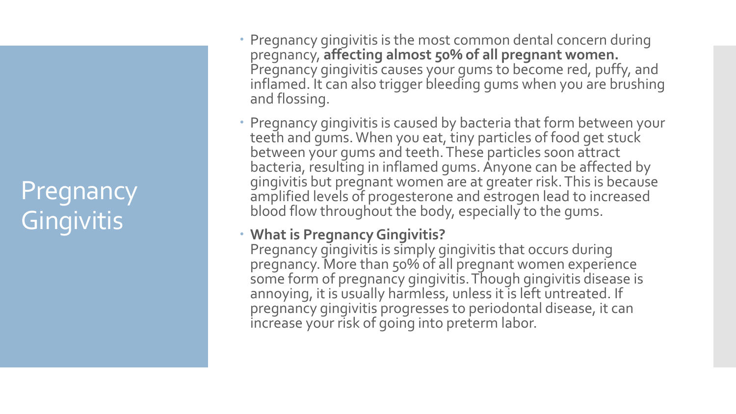# Pregnancy Gingivitis

- Pregnancy gingivitis is the most common dental concern during pregnancy, **affecting almost 50% of all pregnant women.** Pregnancy gingivitis causes your gums to become red, puffy, and inflamed. It can also trigger bleeding gums when you are brushing and flossing.
- Pregnancy gingivitis is caused by bacteria that form between your teeth and gums. When you eat, tiny particles of food get stuck between your gums and teeth. These particles soon attract bacteria, resulting in inflamed gums. Anyone can be affected by gingivitis but pregnant women are at greater risk. This is because amplified levels of progesterone and estrogen lead to increased blood flow throughout the body, especially to the gums.
- **What is Pregnancy Gingivitis?**
  Pregnancy gingivitis is simply gingivitis that occurs during pregnancy. More than 50% of all pregnant women experience some form of pregnancy gingivitis. Though gingivitis disease is annoying, it is usually harmless, unless it is left untreated. If pregnancy gingivitis progresses to periodontal disease, it can increase your risk of going into preterm labor.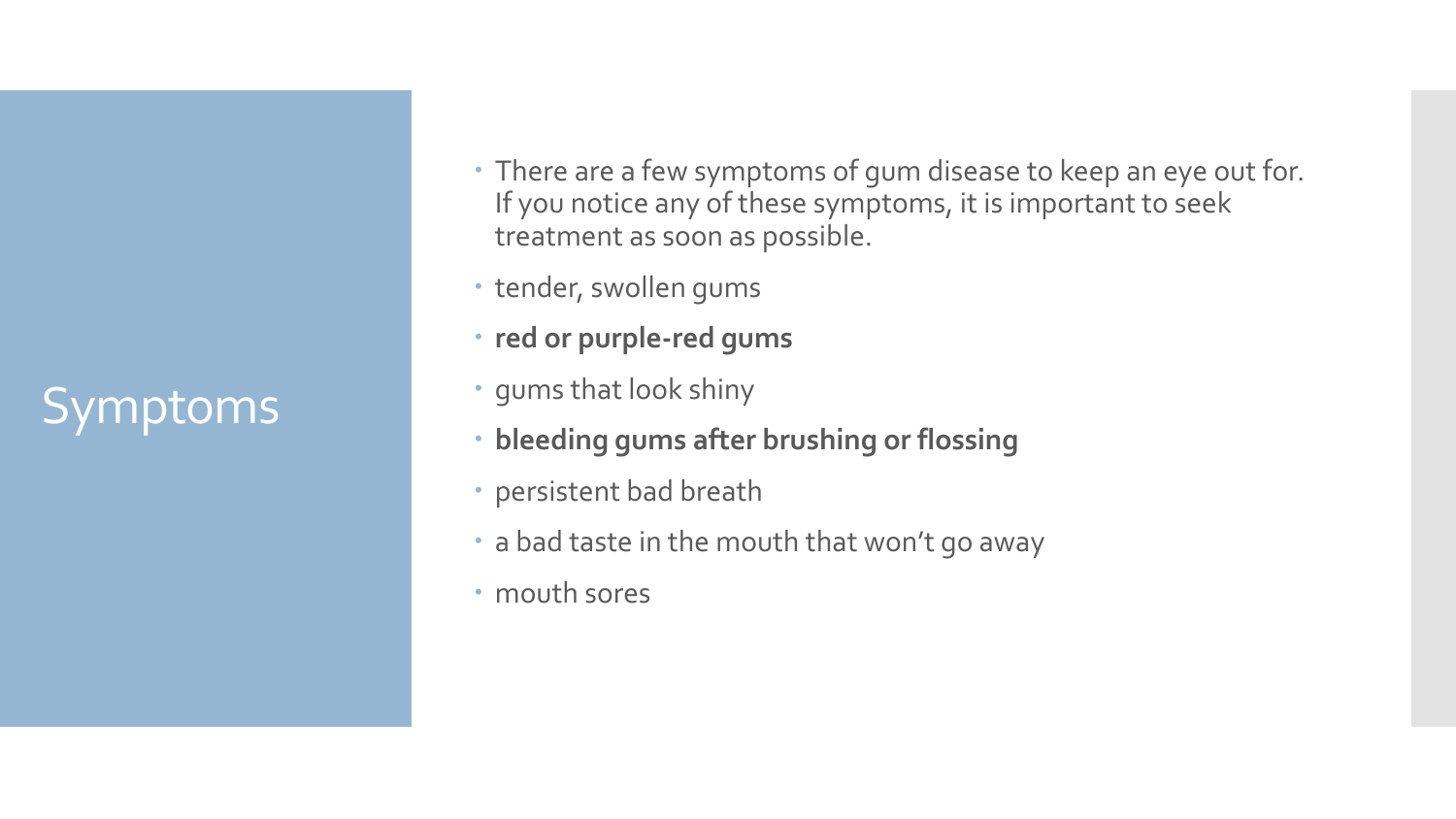# Symptoms

- There are a few symptoms of gum disease to keep an eye out for. If you notice any of these symptoms, it is important to seek treatment as soon as possible.
- tender, swollen gums
- **red or purple-red gums**
- gums that look shiny
- **bleeding gums after brushing or flossing**
- persistent bad breath
- a bad taste in the mouth that won't go away
- mouth sores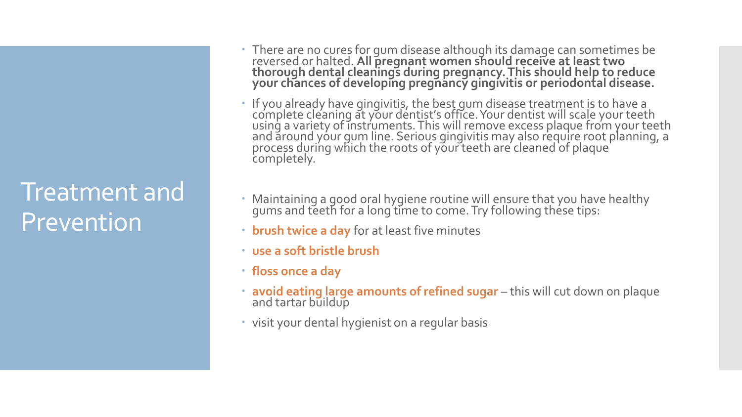# Treatment and Prevention

- There are no cures for gum disease although its damage can sometimes be reversed or halted. **All pregnant women should receive at least two thorough dental cleanings during pregnancy. This should help to reduce your chances of developing pregnancy gingivitis or periodontal disease.**
- If you already have gingivitis, the best gum disease treatment is to have a complete cleaning at your dentist's office. Your dentist will scale your teeth using a variety of instruments. This will remove excess plaque from your teeth and around your gum line. Serious gingivitis may also require root planning, a process during which the roots of your teeth are cleaned of plaque completely.
- Maintaining a good oral hygiene routine will ensure that you have healthy gums and teeth for a long time to come. Try following these tips:
- **brush twice a day** for at least five minutes
- **use a soft bristle brush**
- **floss once a day**
- **avoid eating large amounts of refined sugar** – this will cut down on plaque and tartar buildup
- visit your dental hygienist on a regular basis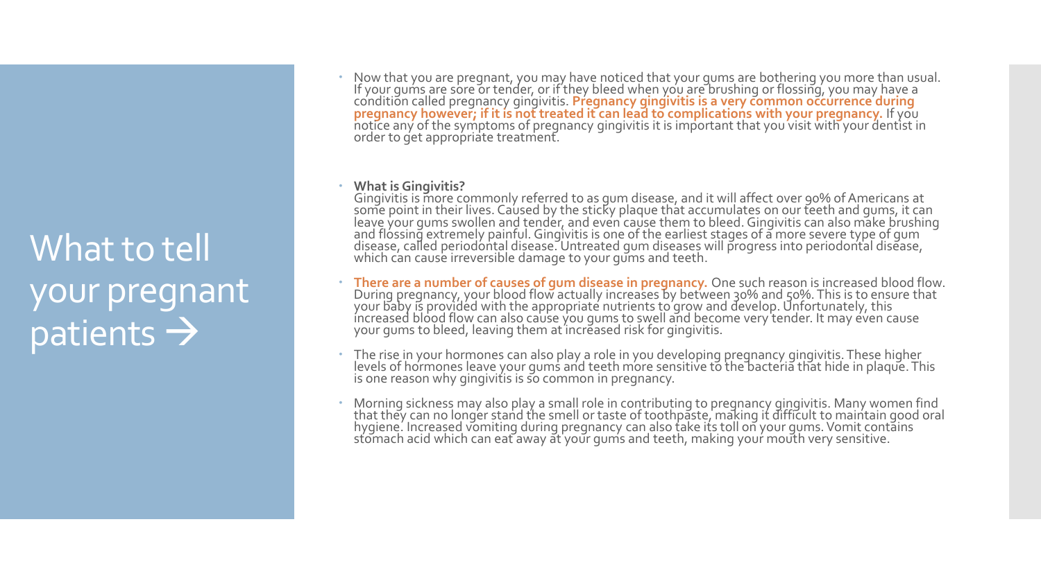# What to tell your pregnant patients →

- Now that you are pregnant, you may have noticed that your gums are bothering you more than usual. If your gums are sore or tender, or if they bleed when you are brushing or flossing, you may have a condition called pregnancy gingivitis. **Pregnancy gingivitis is a very common occurrence during pregnancy however; if it is not treated it can lead to complications with your pregnancy.** If you notice any of the symptoms of pregnancy gingivitis it is important that you visit with your dentist in order to get appropriate treatment.

- **What is Gingivitis?**
  Gingivitis is more commonly referred to as gum disease, and it will affect over 90% of Americans at some point in their lives. Caused by the sticky plaque that accumulates on our teeth and gums, it can leave your gums swollen and tender, and even cause them to bleed. Gingivitis can also make brushing and flossing extremely painful. Gingivitis is one of the earliest stages of a more severe type of gum disease, called periodontal disease. Untreated gum diseases will progress into periodontal disease, which can cause irreversible damage to your gums and teeth.

- **There are a number of causes of gum disease in pregnancy.** One such reason is increased blood flow. During pregnancy, your blood flow actually increases by between 30% and 50%. This is to ensure that your baby is provided with the appropriate nutrients to grow and develop. Unfortunately, this increased blood flow can also cause you gums to swell and become very tender. It may even cause your gums to bleed, leaving them at increased risk for gingivitis.

- The rise in your hormones can also play a role in you developing pregnancy gingivitis. These higher levels of hormones leave your gums and teeth more sensitive to the bacteria that hide in plaque. This is one reason why gingivitis is so common in pregnancy.

- Morning sickness may also play a small role in contributing to pregnancy gingivitis. Many women find that they can no longer stand the smell or taste of toothpaste, making it difficult to maintain good oral hygiene. Increased vomiting during pregnancy can also take its toll on your gums. Vomit contains stomach acid which can eat away at your gums and teeth, making your mouth very sensitive.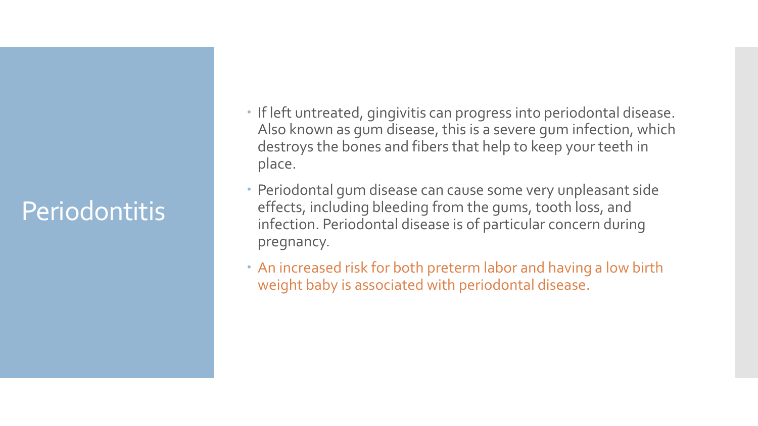# Periodontitis

- If left untreated, gingivitis can progress into periodontal disease. Also known as gum disease, this is a severe gum infection, which destroys the bones and fibers that help to keep your teeth in place.
- Periodontal gum disease can cause some very unpleasant side effects, including bleeding from the gums, tooth loss, and infection. Periodontal disease is of particular concern during pregnancy.
- An increased risk for both preterm labor and having a low birth weight baby is associated with periodontal disease.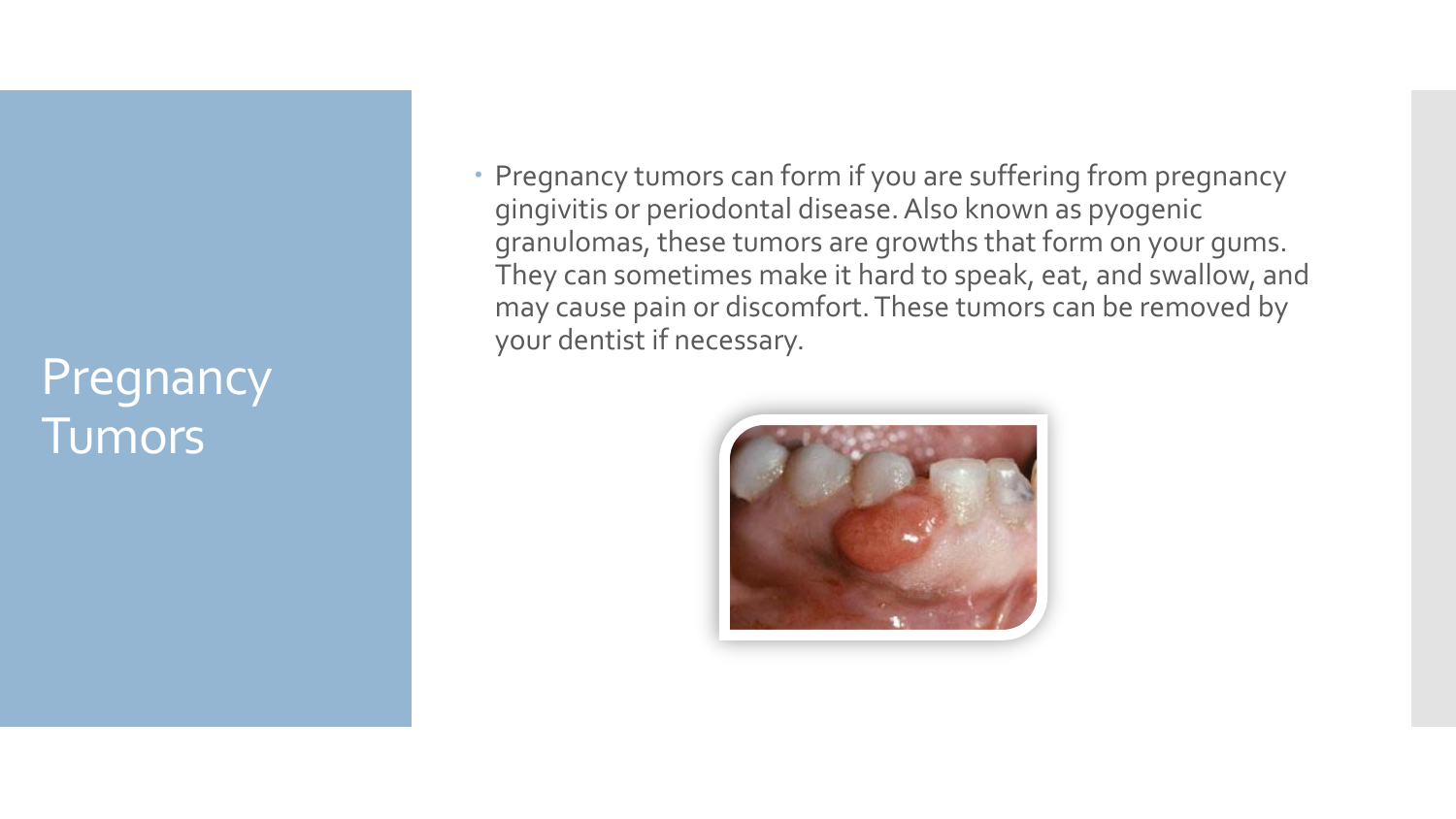# Pregnancy Tumors

- Pregnancy tumors can form if you are suffering from pregnancy gingivitis or periodontal disease. Also known as pyogenic granulomas, these tumors are growths that form on your gums. They can sometimes make it hard to speak, eat, and swallow, and may cause pain or discomfort. These tumors can be removed by your dentist if necessary.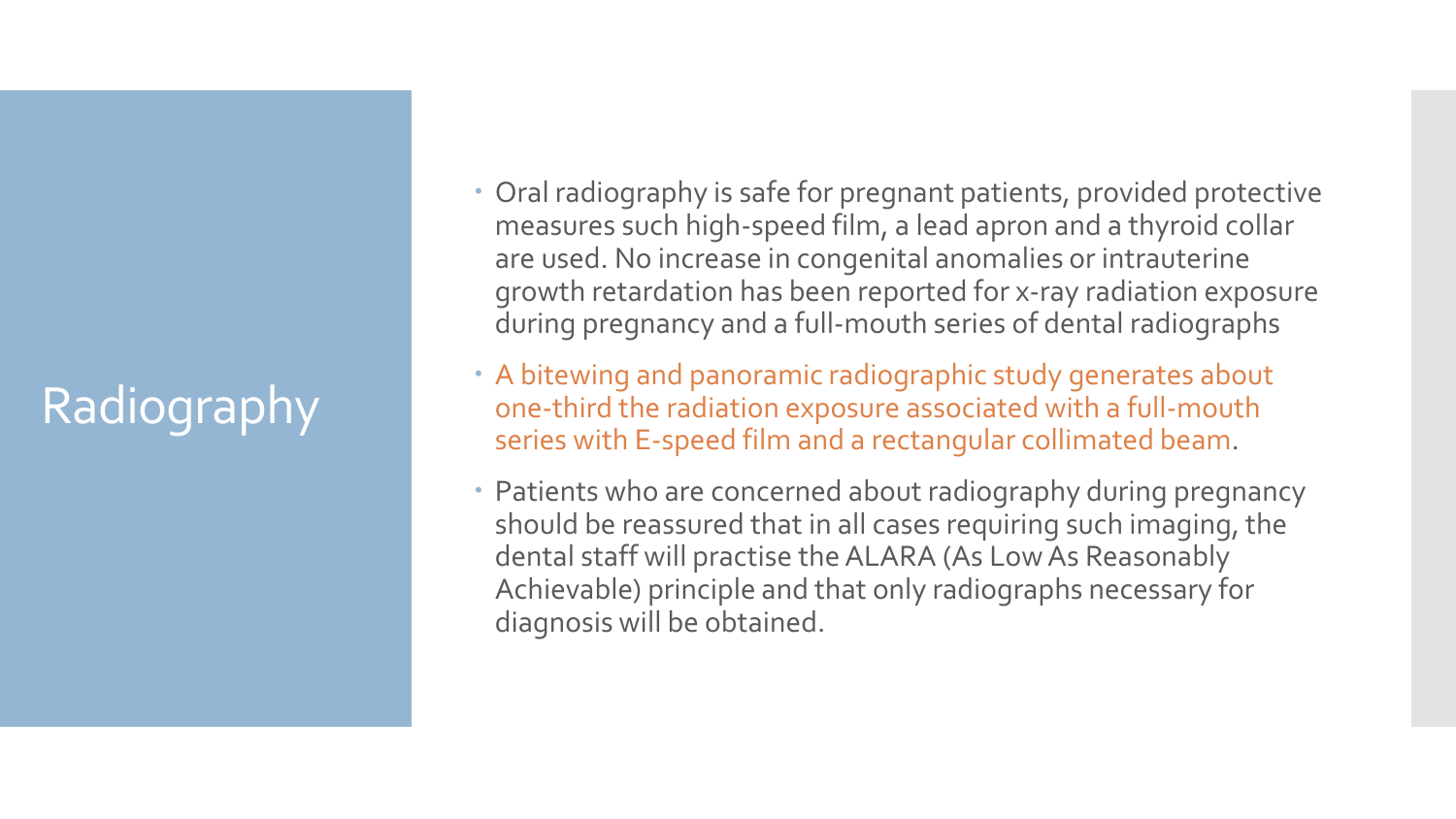# Radiography

- Oral radiography is safe for pregnant patients, provided protective measures such high-speed film, a lead apron and a thyroid collar are used. No increase in congenital anomalies or intrauterine growth retardation has been reported for x-ray radiation exposure during pregnancy and a full-mouth series of dental radiographs
- A bitewing and panoramic radiographic study generates about one-third the radiation exposure associated with a full-mouth series with E-speed film and a rectangular collimated beam.
- Patients who are concerned about radiography during pregnancy should be reassured that in all cases requiring such imaging, the dental staff will practise the ALARA (As Low As Reasonably Achievable) principle and that only radiographs necessary for diagnosis will be obtained.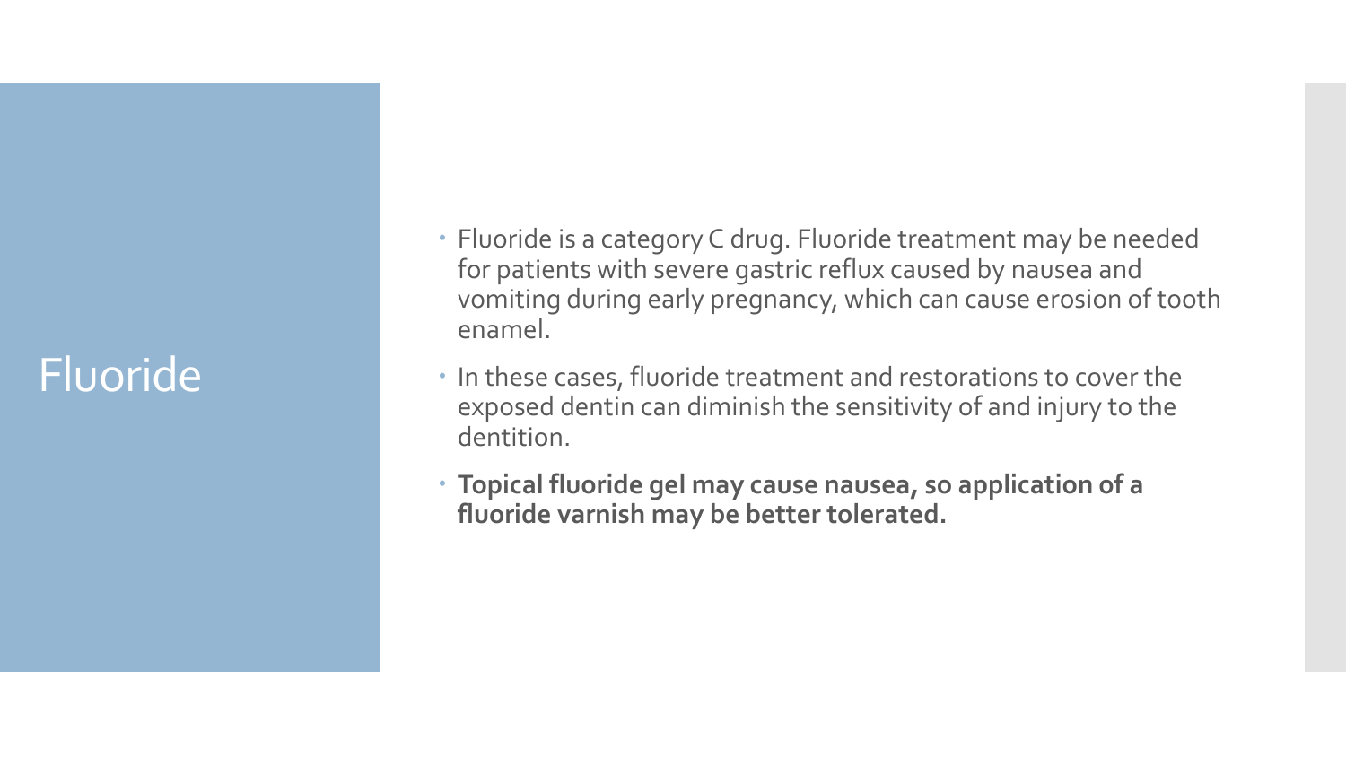# Fluoride

- Fluoride is a category C drug. Fluoride treatment may be needed for patients with severe gastric reflux caused by nausea and vomiting during early pregnancy, which can cause erosion of tooth enamel.
- In these cases, fluoride treatment and restorations to cover the exposed dentin can diminish the sensitivity of and injury to the dentition.
- **Topical fluoride gel may cause nausea, so application of a fluoride varnish may be better tolerated.**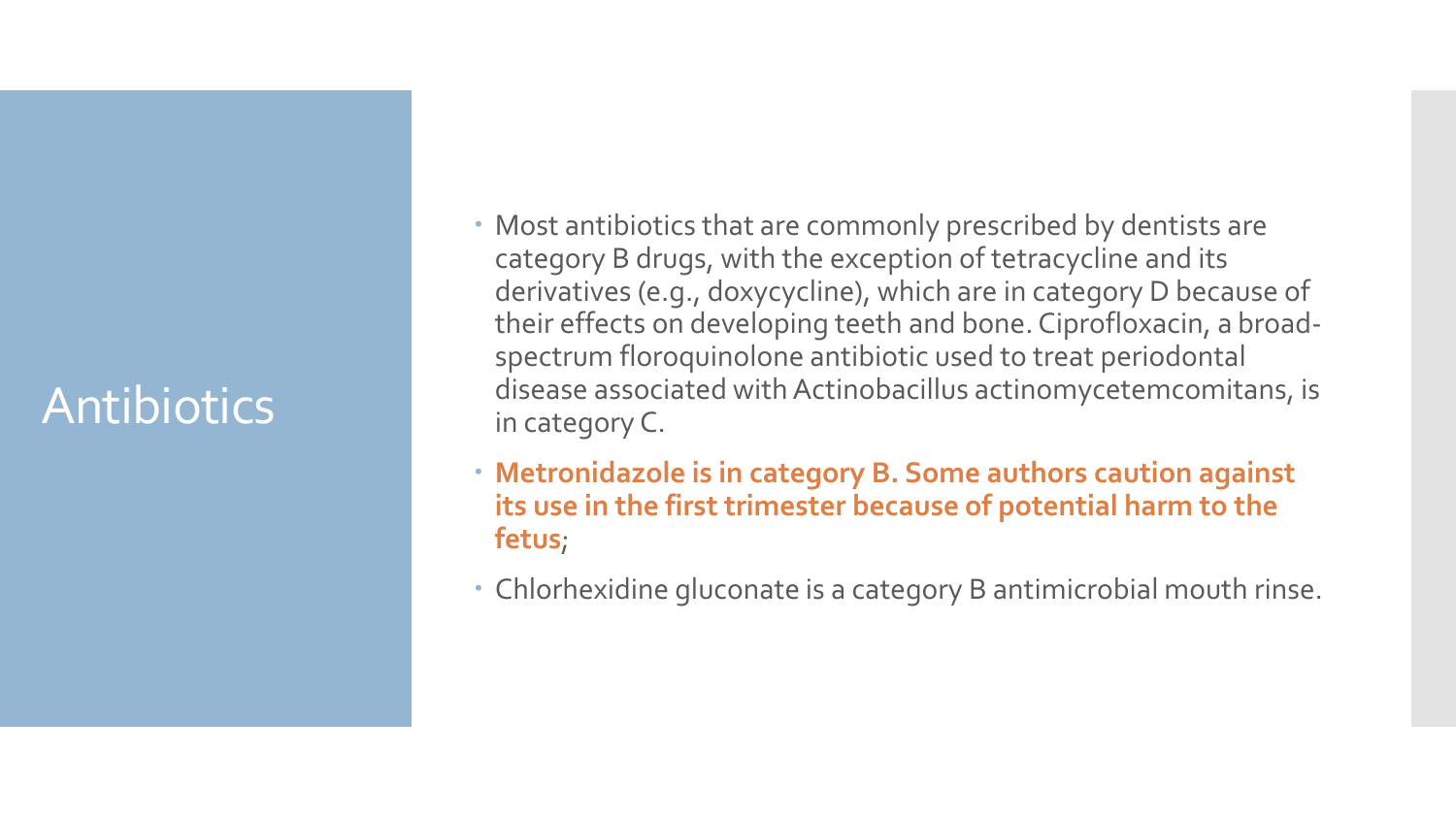# Antibiotics

- Most antibiotics that are commonly prescribed by dentists are category B drugs, with the exception of tetracycline and its derivatives (e.g., doxycycline), which are in category D because of their effects on developing teeth and bone. Ciprofloxacin, a broad-spectrum floroquinolone antibiotic used to treat periodontal disease associated with Actinobacillus actinomycetemcomitans, is in category C.
- **Metronidazole is in category B. Some authors caution against its use in the first trimester because of potential harm to the fetus**;
- Chlorhexidine gluconate is a category B antimicrobial mouth rinse.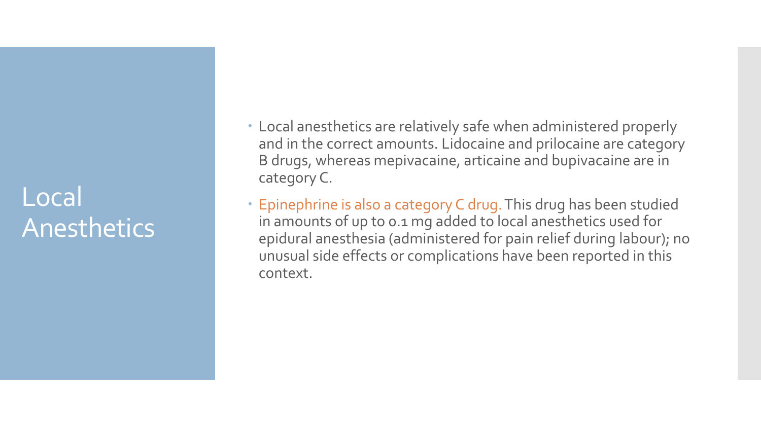# Local Anesthetics

- Local anesthetics are relatively safe when administered properly and in the correct amounts. Lidocaine and prilocaine are category B drugs, whereas mepivacaine, articaine and bupivacaine are in category C.
- Epinephrine is also a category C drug. This drug has been studied in amounts of up to 0.1 mg added to local anesthetics used for epidural anesthesia (administered for pain relief during labour); no unusual side effects or complications have been reported in this context.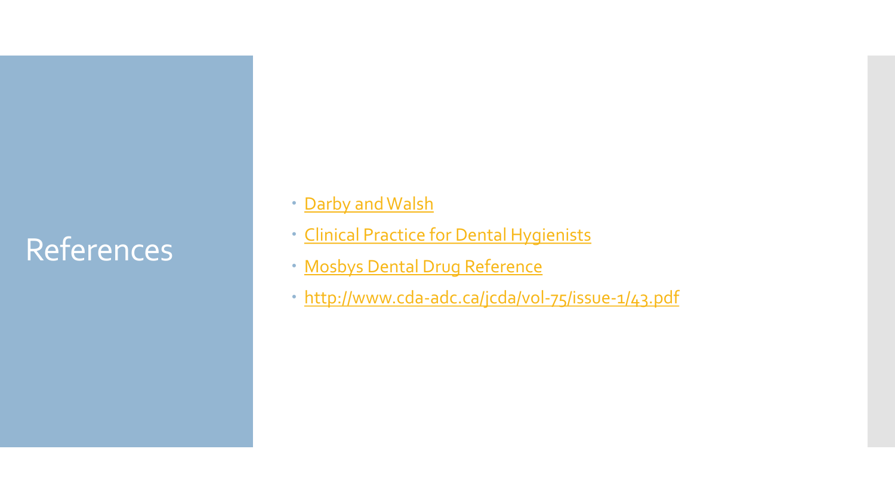# References

- Darby and Walsh
- Clinical Practice for Dental Hygienists
- Mosbys Dental Drug Reference
- http://www.cda-adc.ca/jcda/vol-75/issue-1/43.pdf